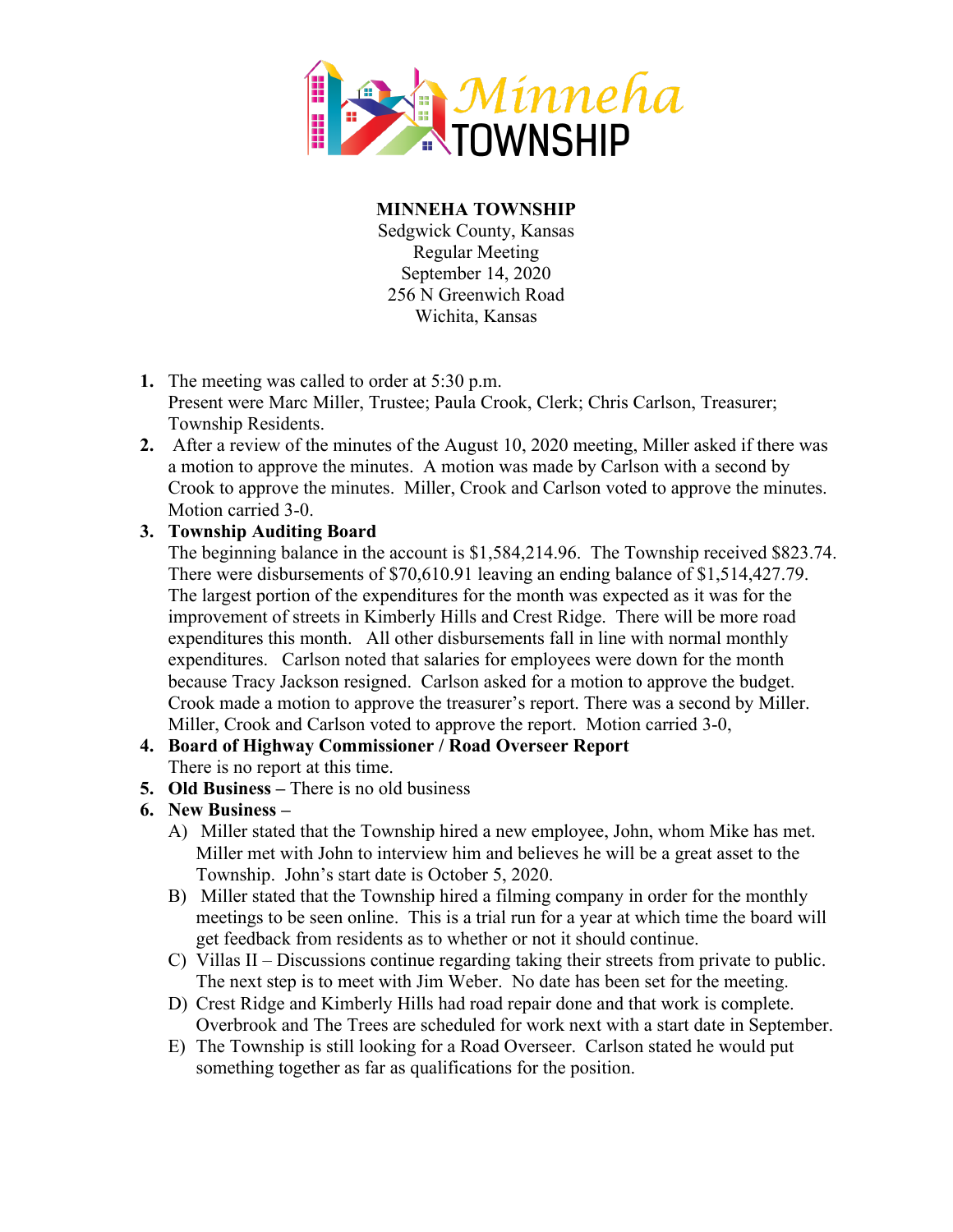# MINNEHA TOWNSHIP

Sedgwick County, Kansas
Regular Meeting
September 14, 2020
256 N Greenwich Road
Wichita, Kansas

1. The meeting was called to order at 5:30 p.m.
   Present were Marc Miller, Trustee; Paula Crook, Clerk; Chris Carlson, Treasurer; Township Residents.
2. After a review of the minutes of the August 10, 2020 meeting, Miller asked if there was a motion to approve the minutes. A motion was made by Carlson with a second by Crook to approve the minutes. Miller, Crook and Carlson voted to approve the minutes. Motion carried 3-0.
3. **Township Auditing Board**
   The beginning balance in the account is $1,584,214.96. The Township received $823.74. There were disbursements of $70,610.91 leaving an ending balance of $1,514,427.79. The largest portion of the expenditures for the month was expected as it was for the improvement of streets in Kimberly Hills and Crest Ridge. There will be more road expenditures this month. All other disbursements fall in line with normal monthly expenditures. Carlson noted that salaries for employees were down for the month because Tracy Jackson resigned. Carlson asked for a motion to approve the budget. Crook made a motion to approve the treasurer's report. There was a second by Miller. Miller, Crook and Carlson voted to approve the report. Motion carried 3-0,
4. **Board of Highway Commissioner / Road Overseer Report**
   There is no report at this time.
5. **Old Business** – There is no old business
6. **New Business** –
   A) Miller stated that the Township hired a new employee, John, whom Mike has met. Miller met with John to interview him and believes he will be a great asset to the Township. John's start date is October 5, 2020.
   B) Miller stated that the Township hired a filming company in order for the monthly meetings to be seen online. This is a trial run for a year at which time the board will get feedback from residents as to whether or not it should continue.
   C) Villas II – Discussions continue regarding taking their streets from private to public. The next step is to meet with Jim Weber. No date has been set for the meeting.
   D) Crest Ridge and Kimberly Hills had road repair done and that work is complete. Overbrook and The Trees are scheduled for work next with a start date in September.
   E) The Township is still looking for a Road Overseer. Carlson stated he would put something together as far as qualifications for the position.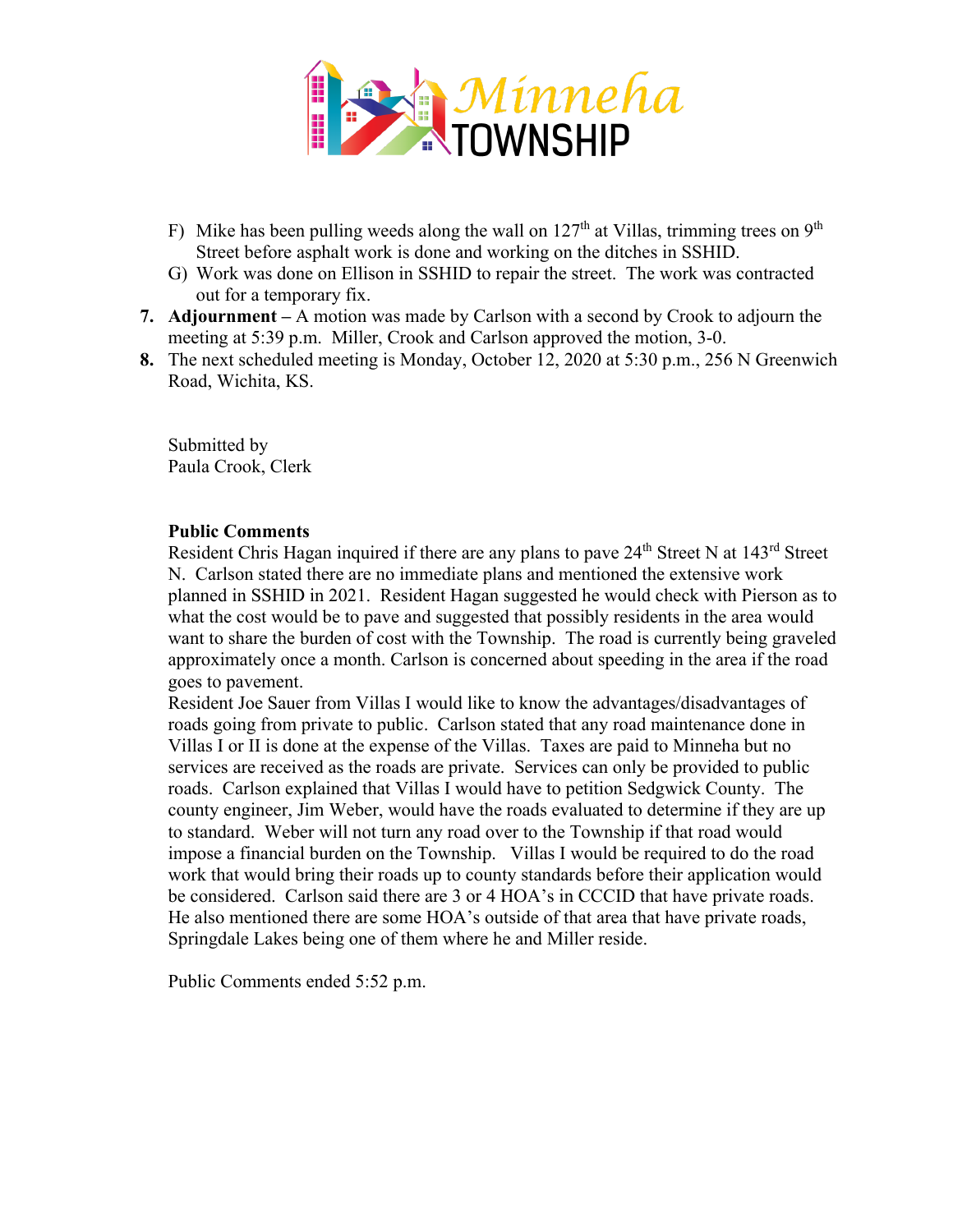F) Mike has been pulling weeds along the wall on 127th at Villas, trimming trees on 9th Street before asphalt work is done and working on the ditches in SSHID.

G) Work was done on Ellison in SSHID to repair the street. The work was contracted out for a temporary fix.

7. **Adjournment –** A motion was made by Carlson with a second by Crook to adjourn the meeting at 5:39 p.m. Miller, Crook and Carlson approved the motion, 3-0.
8. The next scheduled meeting is Monday, October 12, 2020 at 5:30 p.m., 256 N Greenwich Road, Wichita, KS.

Submitted by
Paula Crook, Clerk

**Public Comments**

Resident Chris Hagan inquired if there are any plans to pave 24th Street N at 143rd Street N. Carlson stated there are no immediate plans and mentioned the extensive work planned in SSHID in 2021. Resident Hagan suggested he would check with Pierson as to what the cost would be to pave and suggested that possibly residents in the area would want to share the burden of cost with the Township. The road is currently being graveled approximately once a month. Carlson is concerned about speeding in the area if the road goes to pavement.

Resident Joe Sauer from Villas I would like to know the advantages/disadvantages of roads going from private to public. Carlson stated that any road maintenance done in Villas I or II is done at the expense of the Villas. Taxes are paid to Minneha but no services are received as the roads are private. Services can only be provided to public roads. Carlson explained that Villas I would have to petition Sedgwick County. The county engineer, Jim Weber, would have the roads evaluated to determine if they are up to standard. Weber will not turn any road over to the Township if that road would impose a financial burden on the Township. Villas I would be required to do the road work that would bring their roads up to county standards before their application would be considered. Carlson said there are 3 or 4 HOA's in CCCID that have private roads. He also mentioned there are some HOA's outside of that area that have private roads, Springdale Lakes being one of them where he and Miller reside.

Public Comments ended 5:52 p.m.